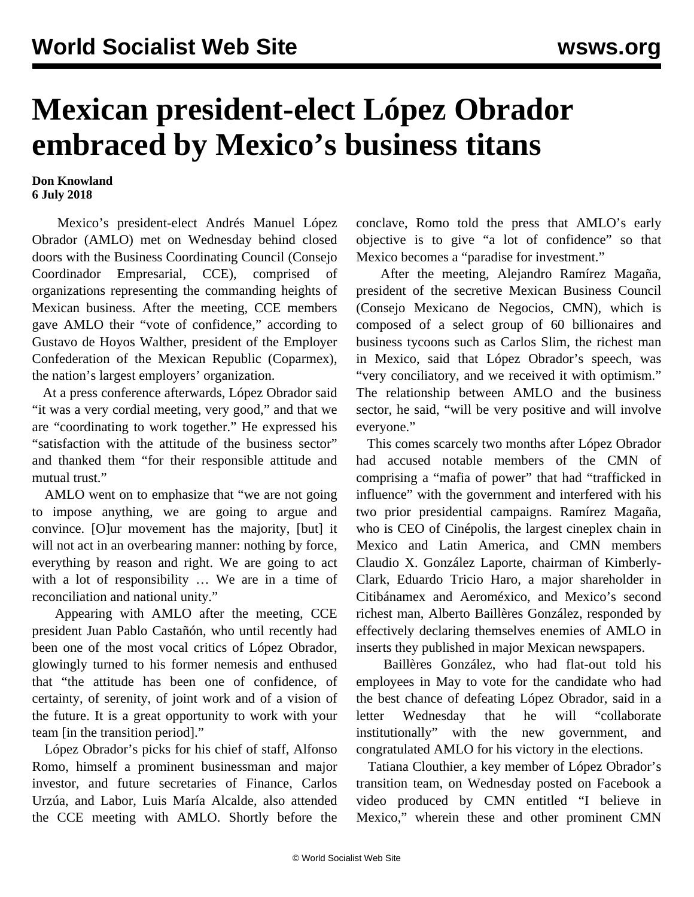# Mexican president-elect López Obrador embraced by Mexico's business titans

**Don Knowland**
**6 July 2018**

Mexico's president-elect Andrés Manuel López Obrador (AMLO) met on Wednesday behind closed doors with the Business Coordinating Council (Consejo Coordinador Empresarial, CCE), comprised of organizations representing the commanding heights of Mexican business. After the meeting, CCE members gave AMLO their "vote of confidence," according to Gustavo de Hoyos Walther, president of the Employer Confederation of the Mexican Republic (Coparmex), the nation's largest employers' organization.

At a press conference afterwards, López Obrador said "it was a very cordial meeting, very good," and that we are "coordinating to work together." He expressed his "satisfaction with the attitude of the business sector" and thanked them "for their responsible attitude and mutual trust."

AMLO went on to emphasize that "we are not going to impose anything, we are going to argue and convince. [O]ur movement has the majority, [but] it will not act in an overbearing manner: nothing by force, everything by reason and right. We are going to act with a lot of responsibility … We are in a time of reconciliation and national unity."

Appearing with AMLO after the meeting, CCE president Juan Pablo Castañón, who until recently had been one of the most vocal critics of López Obrador, glowingly turned to his former nemesis and enthused that "the attitude has been one of confidence, of certainty, of serenity, of joint work and of a vision of the future. It is a great opportunity to work with your team [in the transition period]."

López Obrador's picks for his chief of staff, Alfonso Romo, himself a prominent businessman and major investor, and future secretaries of Finance, Carlos Urzúa, and Labor, Luis María Alcalde, also attended the CCE meeting with AMLO. Shortly before the conclave, Romo told the press that AMLO's early objective is to give "a lot of confidence" so that Mexico becomes a "paradise for investment."

After the meeting, Alejandro Ramírez Magaña, president of the secretive Mexican Business Council (Consejo Mexicano de Negocios, CMN), which is composed of a select group of 60 billionaires and business tycoons such as Carlos Slim, the richest man in Mexico, said that López Obrador's speech, was "very conciliatory, and we received it with optimism." The relationship between AMLO and the business sector, he said, "will be very positive and will involve everyone."

This comes scarcely two months after López Obrador had accused notable members of the CMN of comprising a "mafia of power" that had "trafficked in influence" with the government and interfered with his two prior presidential campaigns. Ramírez Magaña, who is CEO of Cinépolis, the largest cineplex chain in Mexico and Latin America, and CMN members Claudio X. González Laporte, chairman of Kimberly-Clark, Eduardo Tricio Haro, a major shareholder in Citibánamex and Aeroméxico, and Mexico's second richest man, Alberto Baillères González, responded by effectively declaring themselves enemies of AMLO in inserts they published in major Mexican newspapers.

Baillères González, who had flat-out told his employees in May to vote for the candidate who had the best chance of defeating López Obrador, said in a letter Wednesday that he will "collaborate institutionally" with the new government, and congratulated AMLO for his victory in the elections.

Tatiana Clouthier, a key member of López Obrador's transition team, on Wednesday posted on Facebook a video produced by CMN entitled "I believe in Mexico," wherein these and other prominent CMN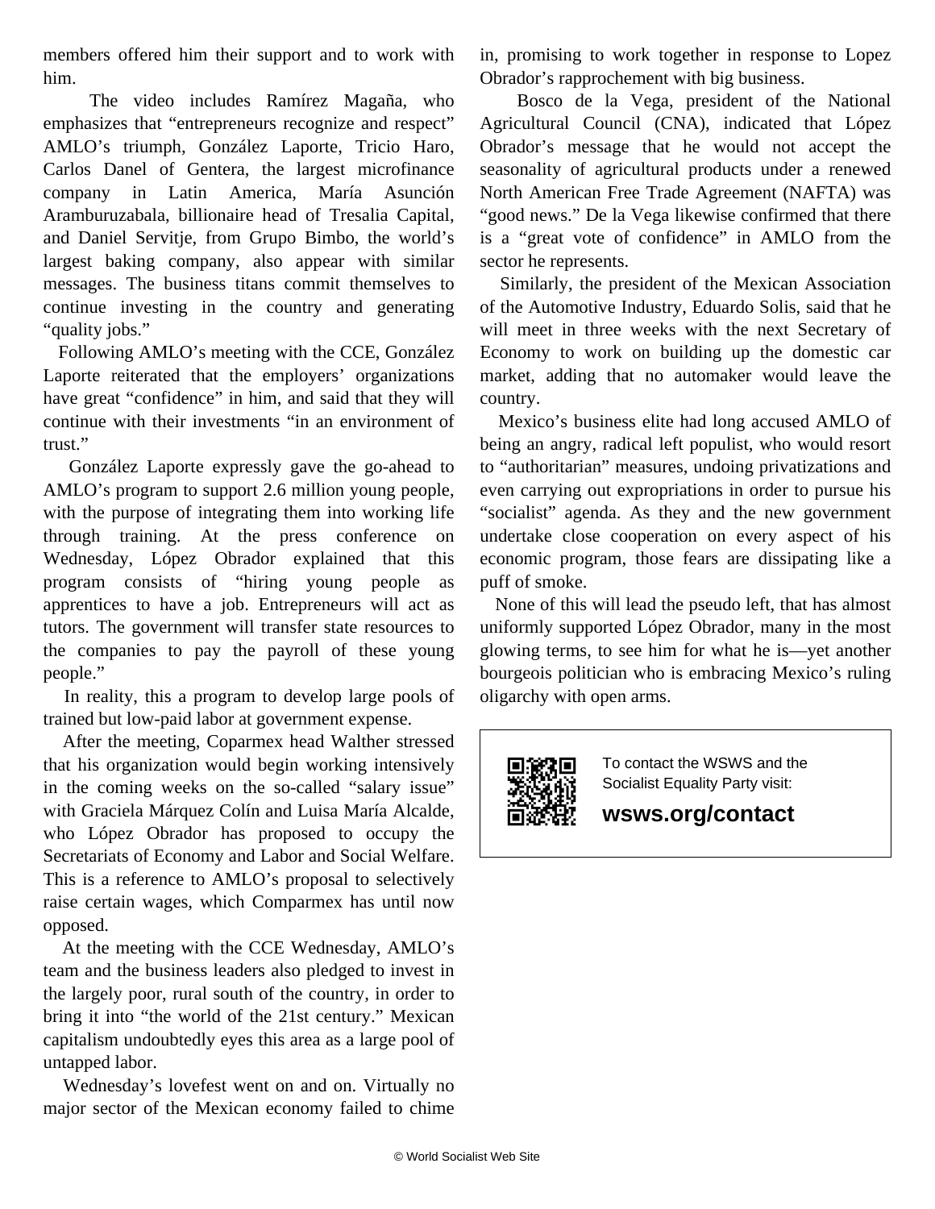members offered him their support and to work with him.

The video includes Ramírez Magaña, who emphasizes that “entrepreneurs recognize and respect” AMLO’s triumph, González Laporte, Tricio Haro, Carlos Danel of Gentera, the largest microfinance company in Latin America, María Asunción Aramburuzabala, billionaire head of Tresalia Capital, and Daniel Servitje, from Grupo Bimbo, the world’s largest baking company, also appear with similar messages. The business titans commit themselves to continue investing in the country and generating “quality jobs.”

Following AMLO’s meeting with the CCE, González Laporte reiterated that the employers’ organizations have great “confidence” in him, and said that they will continue with their investments “in an environment of trust.”

González Laporte expressly gave the go-ahead to AMLO’s program to support 2.6 million young people, with the purpose of integrating them into working life through training. At the press conference on Wednesday, López Obrador explained that this program consists of “hiring young people as apprentices to have a job. Entrepreneurs will act as tutors. The government will transfer state resources to the companies to pay the payroll of these young people.”

In reality, this a program to develop large pools of trained but low-paid labor at government expense.

After the meeting, Coparmex head Walther stressed that his organization would begin working intensively in the coming weeks on the so-called “salary issue” with Graciela Márquez Colín and Luisa María Alcalde, who López Obrador has proposed to occupy the Secretariats of Economy and Labor and Social Welfare. This is a reference to AMLO’s proposal to selectively raise certain wages, which Comparmex has until now opposed.

At the meeting with the CCE Wednesday, AMLO’s team and the business leaders also pledged to invest in the largely poor, rural south of the country, in order to bring it into “the world of the 21st century.” Mexican capitalism undoubtedly eyes this area as a large pool of untapped labor.

Wednesday’s lovefest went on and on. Virtually no major sector of the Mexican economy failed to chime in, promising to work together in response to Lopez Obrador’s rapprochement with big business.

Bosco de la Vega, president of the National Agricultural Council (CNA), indicated that López Obrador’s message that he would not accept the seasonality of agricultural products under a renewed North American Free Trade Agreement (NAFTA) was “good news.” De la Vega likewise confirmed that there is a “great vote of confidence” in AMLO from the sector he represents.

Similarly, the president of the Mexican Association of the Automotive Industry, Eduardo Solis, said that he will meet in three weeks with the next Secretary of Economy to work on building up the domestic car market, adding that no automaker would leave the country.

Mexico’s business elite had long accused AMLO of being an angry, radical left populist, who would resort to “authoritarian” measures, undoing privatizations and even carrying out expropriations in order to pursue his “socialist” agenda. As they and the new government undertake close cooperation on every aspect of his economic program, those fears are dissipating like a puff of smoke.

None of this will lead the pseudo left, that has almost uniformly supported López Obrador, many in the most glowing terms, to see him for what he is—yet another bourgeois politician who is embracing Mexico’s ruling oligarchy with open arms.

To contact the WSWS and the Socialist Equality Party visit:

**wsws.org/contact**